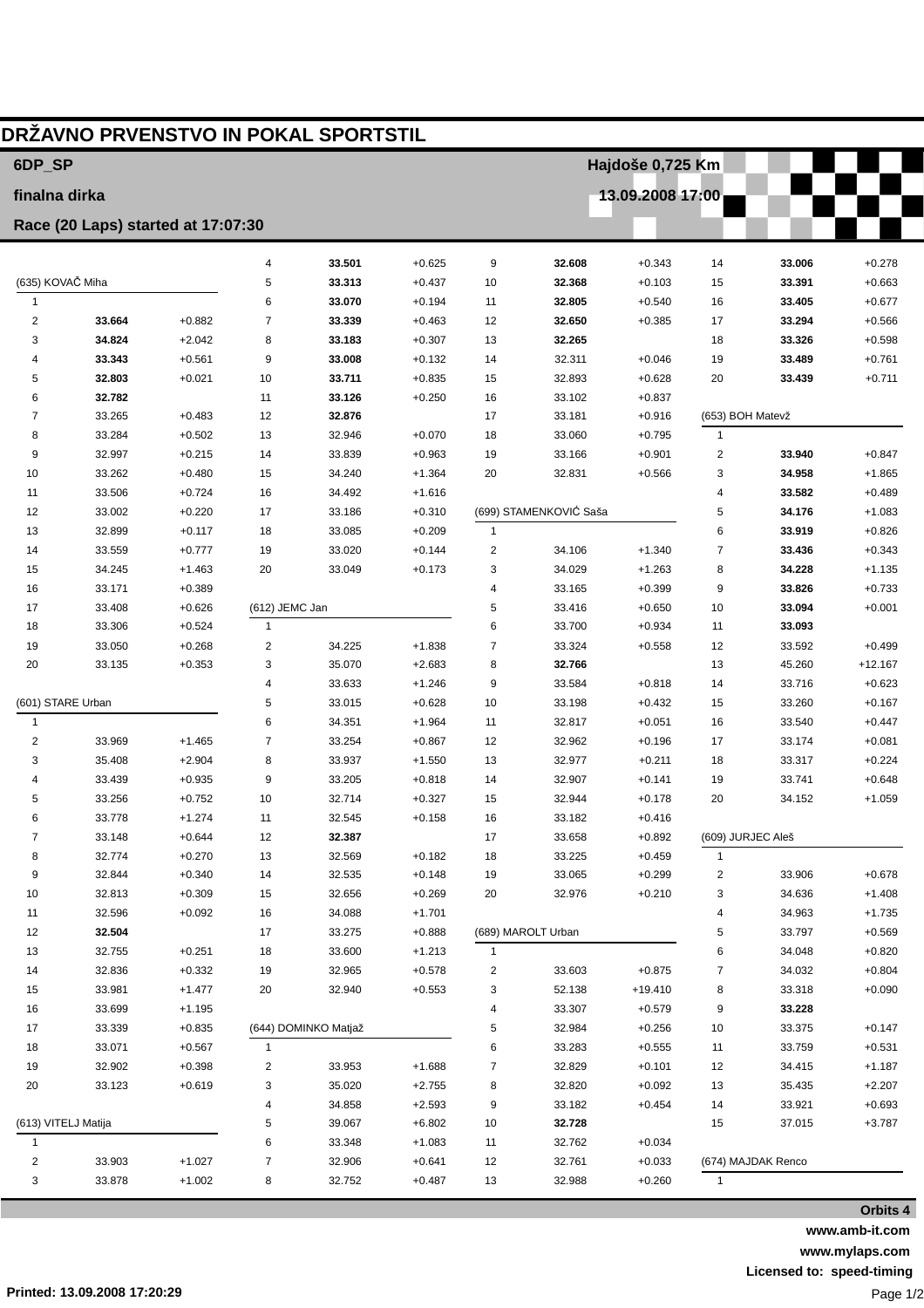# DRŽAVNO PRVENSTVO IN POKAL SPORTSTIL

**6DP_SP** — **Hajdoše 0,725 Km**

**finalna dirka** — **13.09.2008 17:00**

**Race (20 Laps) started at 17:07:30**

### (635) KOVAČ Miha

| Lap | Time | Diff |
|---|---|---|
| 1 | | |
| 2 | **33.664** | +0.882 |
| 3 | **34.824** | +2.042 |
| 4 | **33.343** | +0.561 |
| 5 | **32.803** | +0.021 |
| 6 | **32.782** | |
| 7 | 33.265 | +0.483 |
| 8 | 33.284 | +0.502 |
| 9 | 32.997 | +0.215 |
| 10 | 33.262 | +0.480 |
| 11 | 33.506 | +0.724 |
| 12 | 33.002 | +0.220 |
| 13 | 32.899 | +0.117 |
| 14 | 33.559 | +0.777 |
| 15 | 34.245 | +1.463 |
| 16 | 33.171 | +0.389 |
| 17 | 33.408 | +0.626 |
| 18 | 33.306 | +0.524 |
| 19 | 33.050 | +0.268 |
| 20 | 33.135 | +0.353 |

### (601) STARE Urban

| Lap | Time | Diff |
|---|---|---|
| 1 | | |
| 2 | 33.969 | +1.465 |
| 3 | 35.408 | +2.904 |
| 4 | 33.439 | +0.935 |
| 5 | 33.256 | +0.752 |
| 6 | 33.778 | +1.274 |
| 7 | 33.148 | +0.644 |
| 8 | 32.774 | +0.270 |
| 9 | 32.844 | +0.340 |
| 10 | 32.813 | +0.309 |
| 11 | 32.596 | +0.092 |
| 12 | **32.504** | |
| 13 | 32.755 | +0.251 |
| 14 | 32.836 | +0.332 |
| 15 | 33.981 | +1.477 |
| 16 | 33.699 | +1.195 |
| 17 | 33.339 | +0.835 |
| 18 | 33.071 | +0.567 |
| 19 | 32.902 | +0.398 |
| 20 | 33.123 | +0.619 |

### (613) VITELJ Matija

| Lap | Time | Diff |
|---|---|---|
| 1 | | |
| 2 | 33.903 | +1.027 |
| 3 | 33.878 | +1.002 |
| 4 | **33.501** | +0.625 |
| 5 | **33.313** | +0.437 |
| 6 | **33.070** | +0.194 |
| 7 | **33.339** | +0.463 |
| 8 | **33.183** | +0.307 |
| 9 | **33.008** | +0.132 |
| 10 | **33.711** | +0.835 |
| 11 | **33.126** | +0.250 |
| 12 | **32.876** | |
| 13 | 32.946 | +0.070 |
| 14 | 33.839 | +0.963 |
| 15 | 34.240 | +1.364 |
| 16 | 34.492 | +1.616 |
| 17 | 33.186 | +0.310 |
| 18 | 33.085 | +0.209 |
| 19 | 33.020 | +0.144 |
| 20 | 33.049 | +0.173 |

### (612) JEMC Jan

| Lap | Time | Diff |
|---|---|---|
| 1 | | |
| 2 | 34.225 | +1.838 |
| 3 | 35.070 | +2.683 |
| 4 | 33.633 | +1.246 |
| 5 | 33.015 | +0.628 |
| 6 | 34.351 | +1.964 |
| 7 | 33.254 | +0.867 |
| 8 | 33.937 | +1.550 |
| 9 | 33.205 | +0.818 |
| 10 | 32.714 | +0.327 |
| 11 | 32.545 | +0.158 |
| 12 | **32.387** | |
| 13 | 32.569 | +0.182 |
| 14 | 32.535 | +0.148 |
| 15 | 32.656 | +0.269 |
| 16 | 34.088 | +1.701 |
| 17 | 33.275 | +0.888 |
| 18 | 33.600 | +1.213 |
| 19 | 32.965 | +0.578 |
| 20 | 32.940 | +0.553 |

### (644) DOMINKO Matjaž

| Lap | Time | Diff |
|---|---|---|
| 1 | | |
| 2 | 33.953 | +1.688 |
| 3 | 35.020 | +2.755 |
| 4 | 34.858 | +2.593 |
| 5 | 39.067 | +6.802 |
| 6 | 33.348 | +1.083 |
| 7 | 32.906 | +0.641 |
| 8 | 32.752 | +0.487 |
| 9 | **32.608** | +0.343 |
| 10 | **32.368** | +0.103 |
| 11 | **32.805** | +0.540 |
| 12 | **32.650** | +0.385 |
| 13 | **32.265** | |
| 14 | 32.311 | +0.046 |
| 15 | 32.893 | +0.628 |
| 16 | 33.102 | +0.837 |
| 17 | 33.181 | +0.916 |
| 18 | 33.060 | +0.795 |
| 19 | 33.166 | +0.901 |
| 20 | 32.831 | +0.566 |

### (699) STAMENKOVIĆ Saša

| Lap | Time | Diff |
|---|---|---|
| 1 | | |
| 2 | 34.106 | +1.340 |
| 3 | 34.029 | +1.263 |
| 4 | 33.165 | +0.399 |
| 5 | 33.416 | +0.650 |
| 6 | 33.700 | +0.934 |
| 7 | 33.324 | +0.558 |
| 8 | **32.766** | |
| 9 | 33.584 | +0.818 |
| 10 | 33.198 | +0.432 |
| 11 | 32.817 | +0.051 |
| 12 | 32.962 | +0.196 |
| 13 | 32.977 | +0.211 |
| 14 | 32.907 | +0.141 |
| 15 | 32.944 | +0.178 |
| 16 | 33.182 | +0.416 |
| 17 | 33.658 | +0.892 |
| 18 | 33.225 | +0.459 |
| 19 | 33.065 | +0.299 |
| 20 | 32.976 | +0.210 |

### (689) MAROLT Urban

| Lap | Time | Diff |
|---|---|---|
| 1 | | |
| 2 | 33.603 | +0.875 |
| 3 | 52.138 | +19.410 |
| 4 | 33.307 | +0.579 |
| 5 | 32.984 | +0.256 |
| 6 | 33.283 | +0.555 |
| 7 | 32.829 | +0.101 |
| 8 | 32.820 | +0.092 |
| 9 | 33.182 | +0.454 |
| 10 | **32.728** | |
| 11 | 32.762 | +0.034 |
| 12 | 32.761 | +0.033 |
| 13 | 32.988 | +0.260 |
| 14 | **33.006** | +0.278 |
| 15 | **33.391** | +0.663 |
| 16 | **33.405** | +0.677 |
| 17 | **33.294** | +0.566 |
| 18 | **33.326** | +0.598 |
| 19 | **33.489** | +0.761 |
| 20 | **33.439** | +0.711 |

### (653) BOH Matevž

| Lap | Time | Diff |
|---|---|---|
| 1 | | |
| 2 | **33.940** | +0.847 |
| 3 | **34.958** | +1.865 |
| 4 | **33.582** | +0.489 |
| 5 | **34.176** | +1.083 |
| 6 | **33.919** | +0.826 |
| 7 | **33.436** | +0.343 |
| 8 | **34.228** | +1.135 |
| 9 | **33.826** | +0.733 |
| 10 | **33.094** | +0.001 |
| 11 | **33.093** | |
| 12 | 33.592 | +0.499 |
| 13 | 45.260 | +12.167 |
| 14 | 33.716 | +0.623 |
| 15 | 33.260 | +0.167 |
| 16 | 33.540 | +0.447 |
| 17 | 33.174 | +0.081 |
| 18 | 33.317 | +0.224 |
| 19 | 33.741 | +0.648 |
| 20 | 34.152 | +1.059 |

### (609) JURJEC Aleš

| Lap | Time | Diff |
|---|---|---|
| 1 | | |
| 2 | 33.906 | +0.678 |
| 3 | 34.636 | +1.408 |
| 4 | 34.963 | +1.735 |
| 5 | 33.797 | +0.569 |
| 6 | 34.048 | +0.820 |
| 7 | 34.032 | +0.804 |
| 8 | 33.318 | +0.090 |
| 9 | **33.228** | |
| 10 | 33.375 | +0.147 |
| 11 | 33.759 | +0.531 |
| 12 | 34.415 | +1.187 |
| 13 | 35.435 | +2.207 |
| 14 | 33.921 | +0.693 |
| 15 | 37.015 | +3.787 |

### (674) MAJDAK Renco

| Lap | Time | Diff |
|---|---|---|
| 1 | | |

**Orbits 4**

**www.amb-it.com**

**www.mylaps.com**

**Licensed to: speed-timing**

**Printed: 13.09.2008 17:20:29**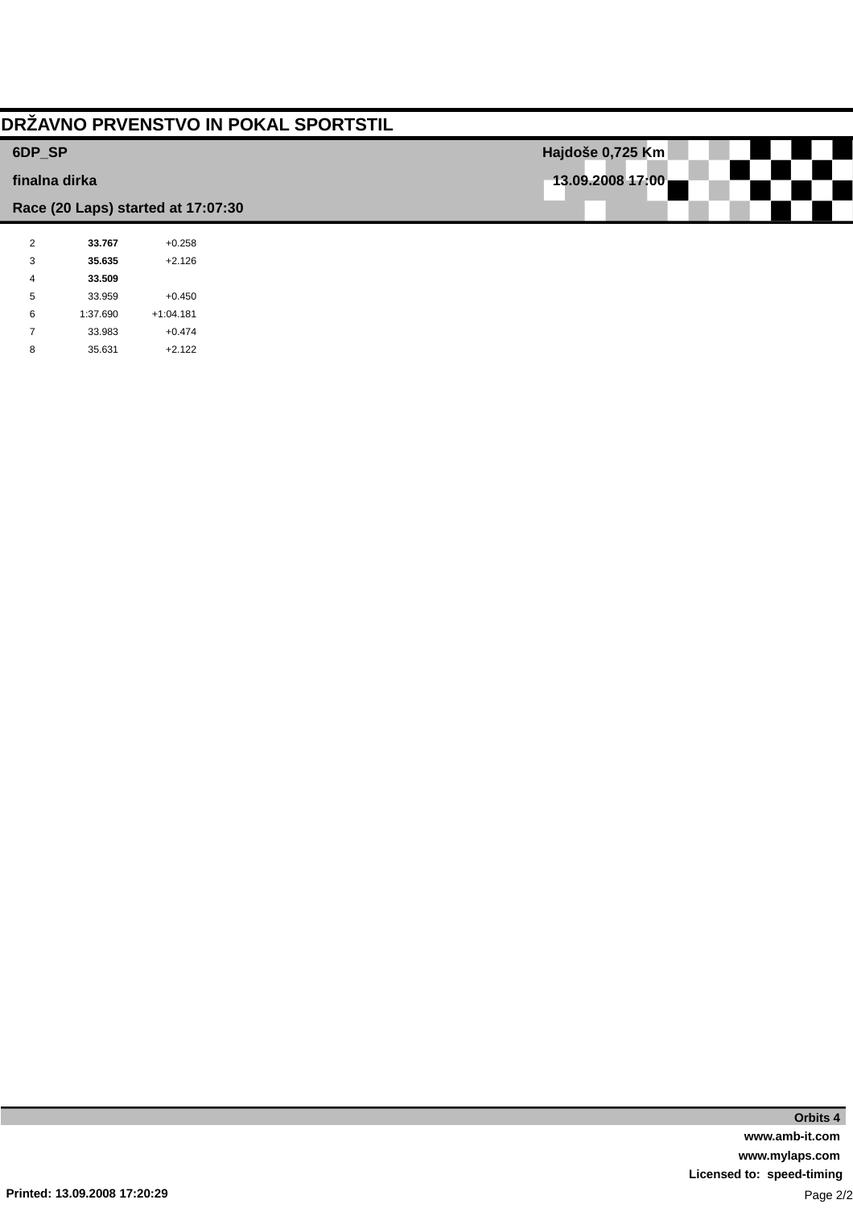# DRŽAVNO PRVENSTVO IN POKAL SPORTSTIL

**6DP_SP** | **Hajdoše 0,725 Km**

**finalna dirka** | **13.09.2008 17:00**

**Race (20 Laps) started at 17:07:30**

| | | |
|---|---|---|
| 2 | **33.767** | +0.258 |
| 3 | **35.635** | +2.126 |
| 4 | **33.509** | |
| 5 | 33.959 | +0.450 |
| 6 | 1:37.690 | +1:04.181 |
| 7 | 33.983 | +0.474 |
| 8 | 35.631 | +2.122 |

**Orbits 4**

**www.amb-it.com**

**www.mylaps.com**

**Licensed to: speed-timing**

**Printed: 13.09.2008 17:20:29**